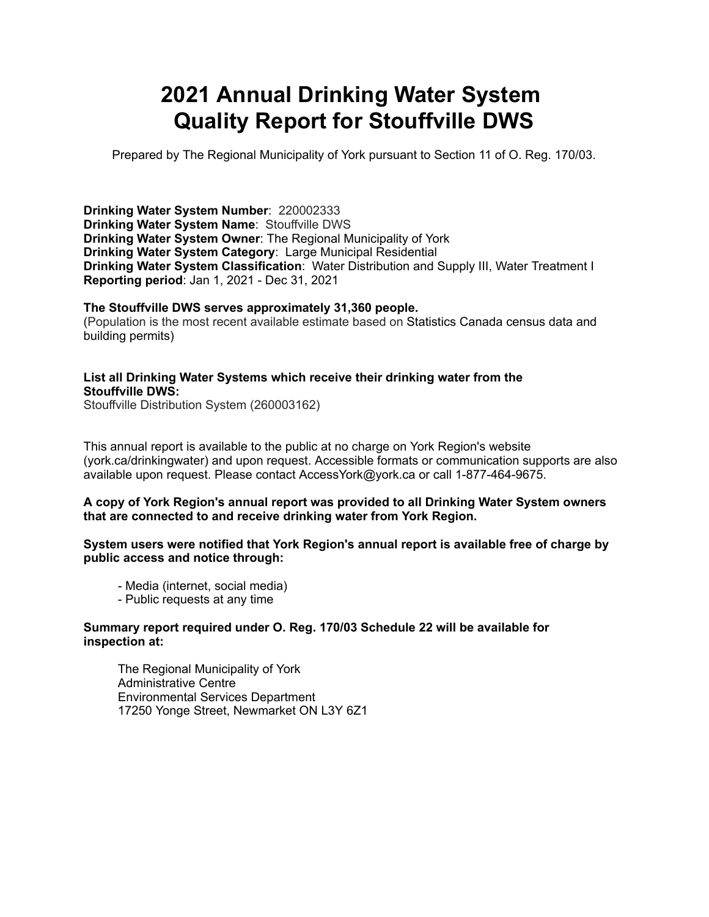# 2021 Annual Drinking Water System Quality Report for Stouffville DWS

Prepared by The Regional Municipality of York pursuant to Section 11 of O. Reg. 170/03.

**Drinking Water System Number**: 220002333
**Drinking Water System Name**: Stouffville DWS
**Drinking Water System Owner**: The Regional Municipality of York
**Drinking Water System Category**: Large Municipal Residential
**Drinking Water System Classification**: Water Distribution and Supply III, Water Treatment I
**Reporting period**: Jan 1, 2021 - Dec 31, 2021

**The Stouffville DWS serves approximately 31,360 people.**
(Population is the most recent available estimate based on Statistics Canada census data and building permits)

**List all Drinking Water Systems which receive their drinking water from the Stouffville DWS:**
Stouffville Distribution System (260003162)

This annual report is available to the public at no charge on York Region's website (york.ca/drinkingwater) and upon request. Accessible formats or communication supports are also available upon request. Please contact AccessYork@york.ca or call 1-877-464-9675.

**A copy of York Region's annual report was provided to all Drinking Water System owners that are connected to and receive drinking water from York Region.**

**System users were notified that York Region's annual report is available free of charge by public access and notice through:**

- Media (internet, social media)
- Public requests at any time

**Summary report required under O. Reg. 170/03 Schedule 22 will be available for inspection at:**

The Regional Municipality of York
Administrative Centre
Environmental Services Department
17250 Yonge Street, Newmarket ON L3Y 6Z1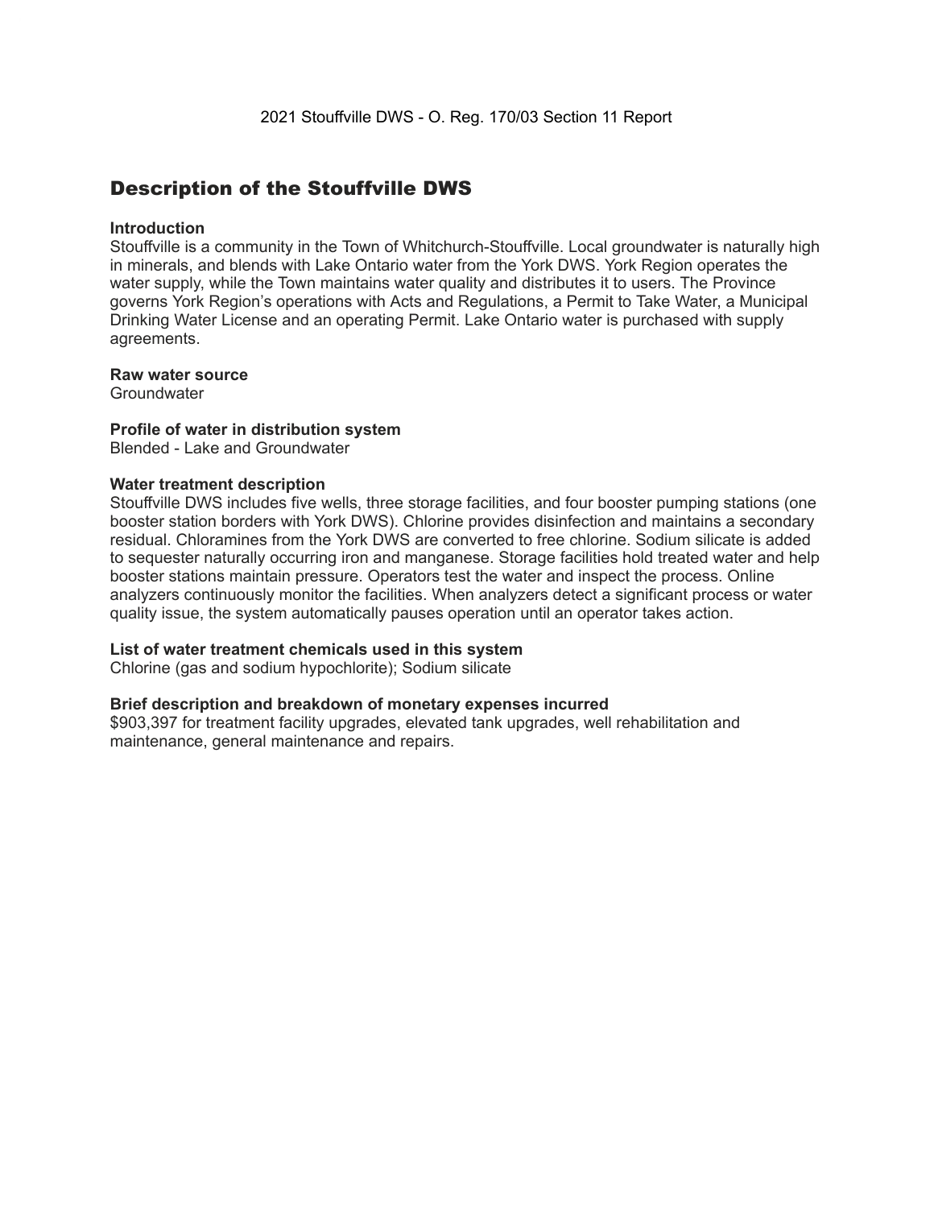2021 Stouffville DWS - O. Reg. 170/03 Section 11 Report

## Description of the Stouffville DWS

**Introduction**
Stouffville is a community in the Town of Whitchurch-Stouffville. Local groundwater is naturally high in minerals, and blends with Lake Ontario water from the York DWS. York Region operates the water supply, while the Town maintains water quality and distributes it to users. The Province governs York Region's operations with Acts and Regulations, a Permit to Take Water, a Municipal Drinking Water License and an operating Permit. Lake Ontario water is purchased with supply agreements.

**Raw water source**
Groundwater

**Profile of water in distribution system**
Blended - Lake and Groundwater

**Water treatment description**
Stouffville DWS includes five wells, three storage facilities, and four booster pumping stations (one booster station borders with York DWS). Chlorine provides disinfection and maintains a secondary residual. Chloramines from the York DWS are converted to free chlorine. Sodium silicate is added to sequester naturally occurring iron and manganese. Storage facilities hold treated water and help booster stations maintain pressure. Operators test the water and inspect the process. Online analyzers continuously monitor the facilities. When analyzers detect a significant process or water quality issue, the system automatically pauses operation until an operator takes action.

**List of water treatment chemicals used in this system**
Chlorine (gas and sodium hypochlorite); Sodium silicate

**Brief description and breakdown of monetary expenses incurred**
$903,397 for treatment facility upgrades, elevated tank upgrades, well rehabilitation and maintenance, general maintenance and repairs.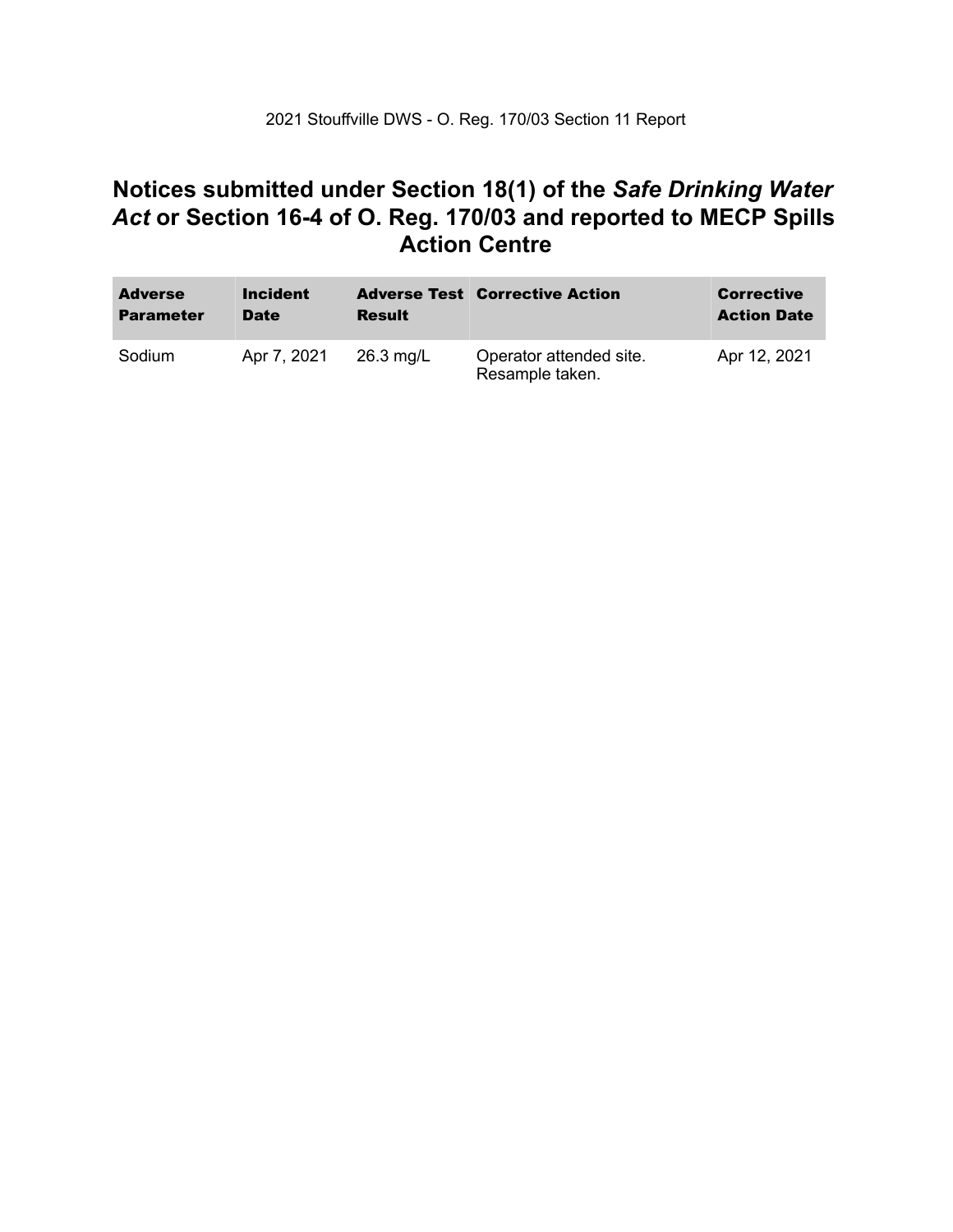## Notices submitted under Section 18(1) of the *Safe Drinking Water Act* or Section 16-4 of O. Reg. 170/03 and reported to MECP Spills Action Centre

| Adverse Parameter | Incident Date | Adverse Test Result | Corrective Action | Corrective Action Date |
|---|---|---|---|---|
| Sodium | Apr 7, 2021 | 26.3 mg/L | Operator attended site. Resample taken. | Apr 12, 2021 |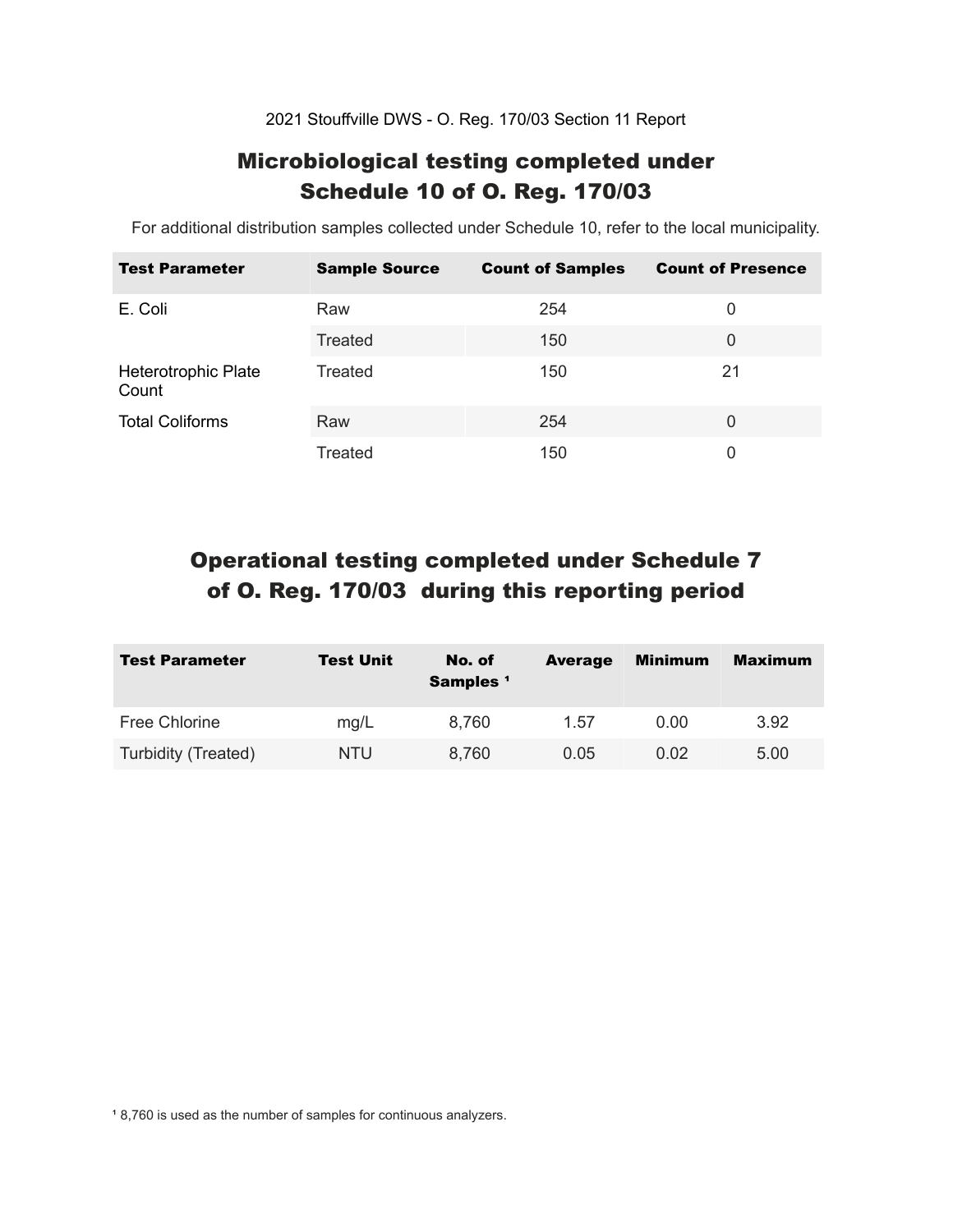2021 Stouffville DWS - O. Reg. 170/03 Section 11 Report

# Microbiological testing completed under Schedule 10 of O. Reg. 170/03

For additional distribution samples collected under Schedule 10, refer to the local municipality.

| Test Parameter | Sample Source | Count of Samples | Count of Presence |
|---|---|---|---|
| E. Coli | Raw | 254 | 0 |
| | Treated | 150 | 0 |
| Heterotrophic Plate Count | Treated | 150 | 21 |
| Total Coliforms | Raw | 254 | 0 |
| | Treated | 150 | 0 |

# Operational testing completed under Schedule 7 of O. Reg. 170/03 during this reporting period

| Test Parameter | Test Unit | No. of Samples [1] | Average | Minimum | Maximum |
|---|---|---|---|---|---|
| Free Chlorine | mg/L | 8,760 | 1.57 | 0.00 | 3.92 |
| Turbidity (Treated) | NTU | 8,760 | 0.05 | 0.02 | 5.00 |

[1] 8,760 is used as the number of samples for continuous analyzers.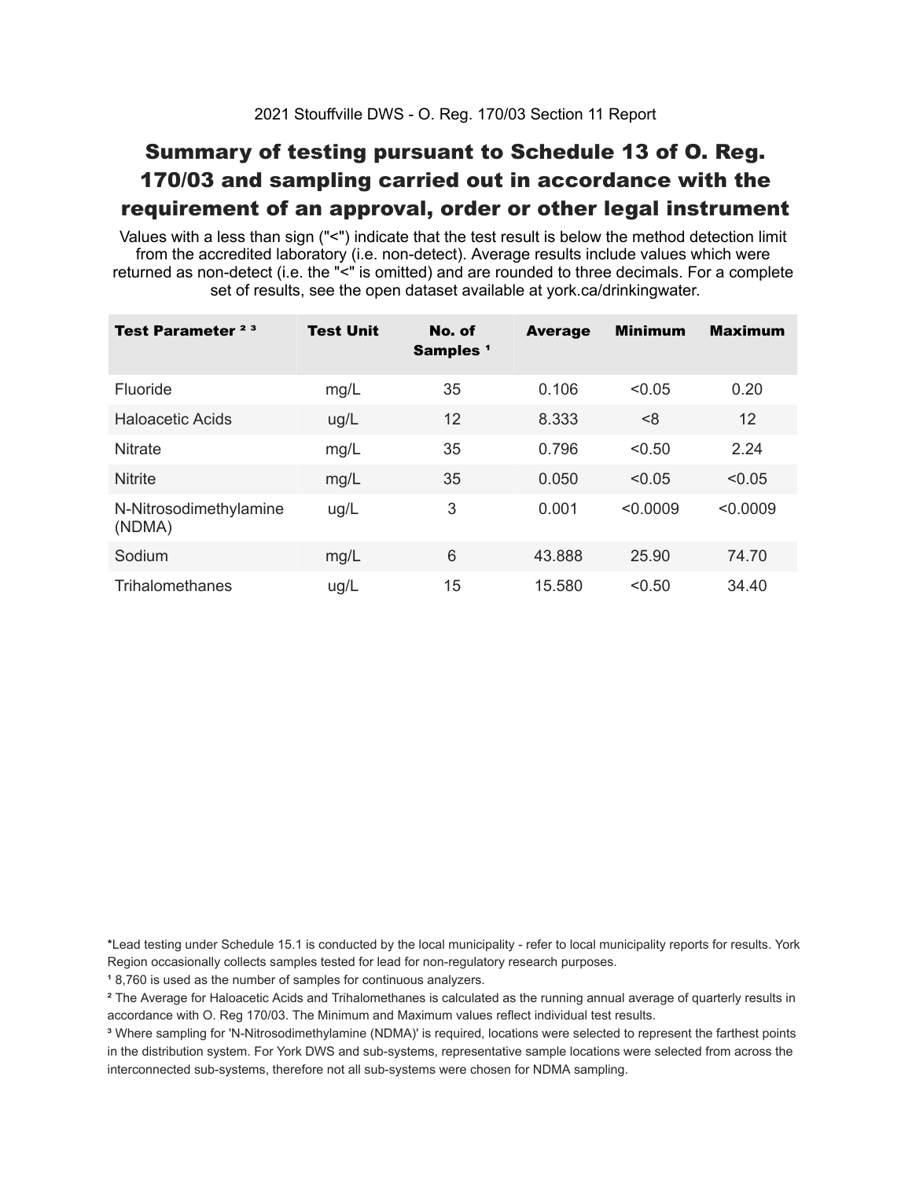2021 Stouffville DWS - O. Reg. 170/03 Section 11 Report

# Summary of testing pursuant to Schedule 13 of O. Reg. 170/03 and sampling carried out in accordance with the requirement of an approval, order or other legal instrument

Values with a less than sign ("<") indicate that the test result is below the method detection limit from the accredited laboratory (i.e. non-detect). Average results include values which were returned as non-detect (i.e. the "<" is omitted) and are rounded to three decimals. For a complete set of results, see the open dataset available at york.ca/drinkingwater.

| Test Parameter [2] [3] | Test Unit | No. of Samples [1] | Average | Minimum | Maximum |
|---|---|---|---|---|---|
| Fluoride | mg/L | 35 | 0.106 | <0.05 | 0.20 |
| Haloacetic Acids | ug/L | 12 | 8.333 | <8 | 12 |
| Nitrate | mg/L | 35 | 0.796 | <0.50 | 2.24 |
| Nitrite | mg/L | 35 | 0.050 | <0.05 | <0.05 |
| N-Nitrosodimethylamine (NDMA) | ug/L | 3 | 0.001 | <0.0009 | <0.0009 |
| Sodium | mg/L | 6 | 43.888 | 25.90 | 74.70 |
| Trihalomethanes | ug/L | 15 | 15.580 | <0.50 | 34.40 |

*Lead testing under Schedule 15.1 is conducted by the local municipality - refer to local municipality reports for results. York Region occasionally collects samples tested for lead for non-regulatory research purposes.

[1] 8,760 is used as the number of samples for continuous analyzers.

[2] The Average for Haloacetic Acids and Trihalomethanes is calculated as the running annual average of quarterly results in accordance with O. Reg 170/03. The Minimum and Maximum values reflect individual test results.

[3] Where sampling for 'N-Nitrosodimethylamine (NDMA)' is required, locations were selected to represent the farthest points in the distribution system. For York DWS and sub-systems, representative sample locations were selected from across the interconnected sub-systems, therefore not all sub-systems were chosen for NDMA sampling.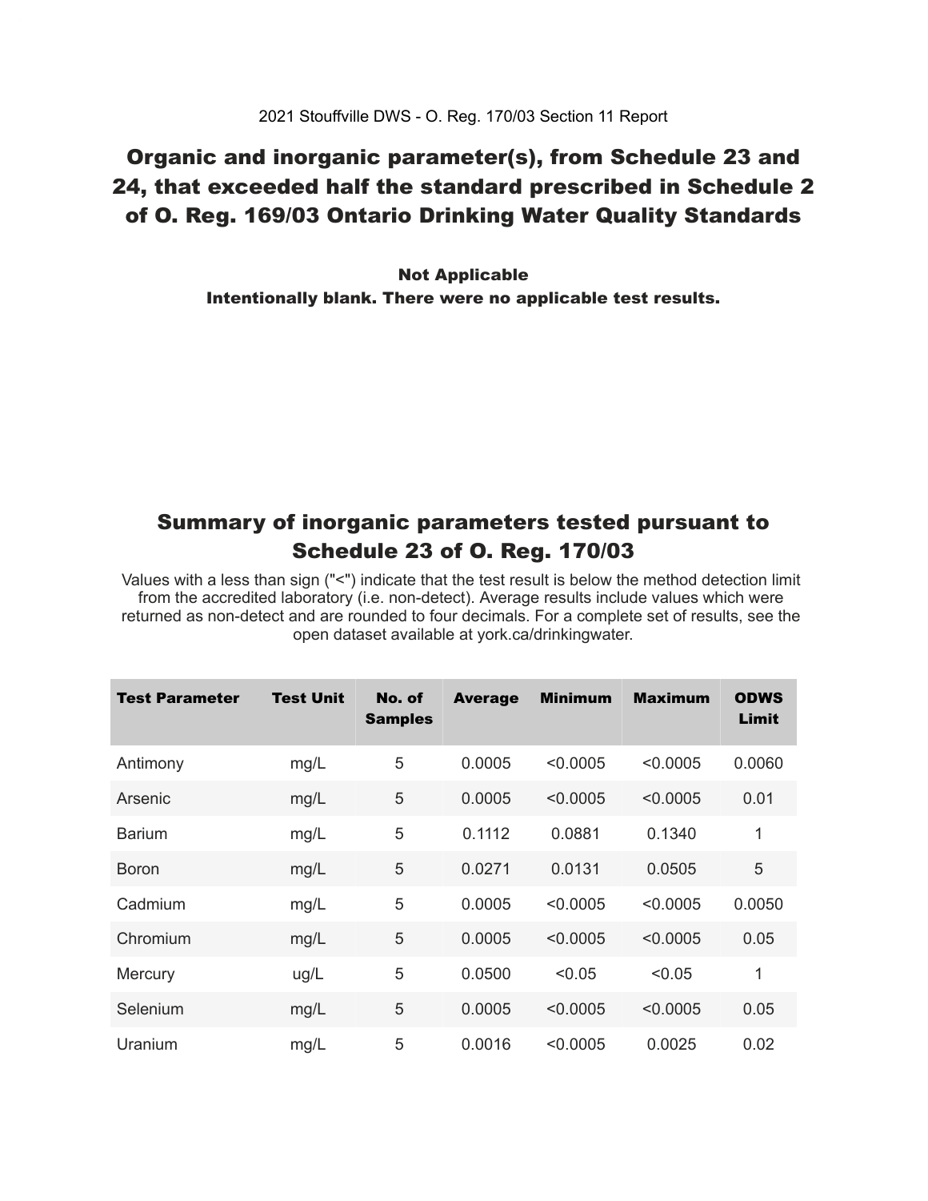## Organic and inorganic parameter(s), from Schedule 23 and 24, that exceeded half the standard prescribed in Schedule 2 of O. Reg. 169/03 Ontario Drinking Water Quality Standards

**Not Applicable**
**Intentionally blank. There were no applicable test results.**

## Summary of inorganic parameters tested pursuant to Schedule 23 of O. Reg. 170/03

Values with a less than sign ("<") indicate that the test result is below the method detection limit from the accredited laboratory (i.e. non-detect). Average results include values which were returned as non-detect and are rounded to four decimals. For a complete set of results, see the open dataset available at york.ca/drinkingwater.

| Test Parameter | Test Unit | No. of Samples | Average | Minimum | Maximum | ODWS Limit |
|---|---|---|---|---|---|---|
| Antimony | mg/L | 5 | 0.0005 | <0.0005 | <0.0005 | 0.0060 |
| Arsenic | mg/L | 5 | 0.0005 | <0.0005 | <0.0005 | 0.01 |
| Barium | mg/L | 5 | 0.1112 | 0.0881 | 0.1340 | 1 |
| Boron | mg/L | 5 | 0.0271 | 0.0131 | 0.0505 | 5 |
| Cadmium | mg/L | 5 | 0.0005 | <0.0005 | <0.0005 | 0.0050 |
| Chromium | mg/L | 5 | 0.0005 | <0.0005 | <0.0005 | 0.05 |
| Mercury | ug/L | 5 | 0.0500 | <0.05 | <0.05 | 1 |
| Selenium | mg/L | 5 | 0.0005 | <0.0005 | <0.0005 | 0.05 |
| Uranium | mg/L | 5 | 0.0016 | <0.0005 | 0.0025 | 0.02 |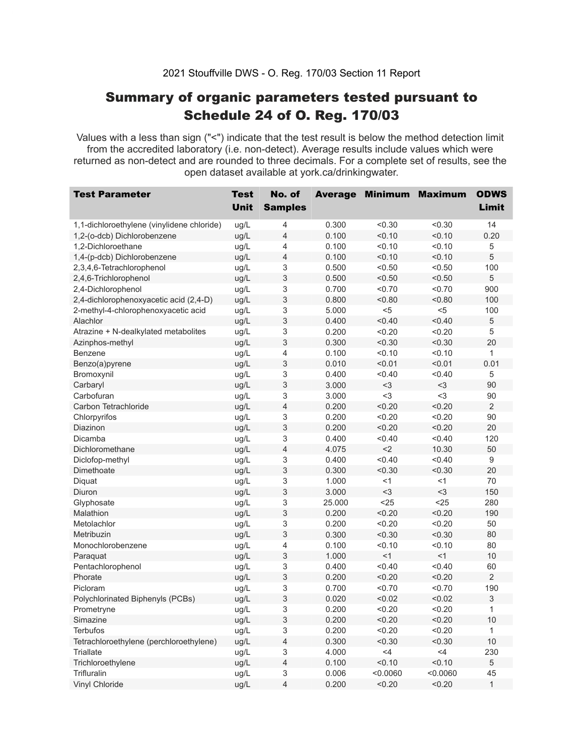2021 Stouffville DWS - O. Reg. 170/03 Section 11 Report

# Summary of organic parameters tested pursuant to Schedule 24 of O. Reg. 170/03

Values with a less than sign ("<") indicate that the test result is below the method detection limit from the accredited laboratory (i.e. non-detect). Average results include values which were returned as non-detect and are rounded to three decimals. For a complete set of results, see the open dataset available at york.ca/drinkingwater.

| Test Parameter | Test Unit | No. of Samples | Average | Minimum | Maximum | ODWS Limit |
|---|---|---|---|---|---|---|
| 1,1-dichloroethylene (vinylidene chloride) | ug/L | 4 | 0.300 | <0.30 | <0.30 | 14 |
| 1,2-(o-dcb) Dichlorobenzene | ug/L | 4 | 0.100 | <0.10 | <0.10 | 0.20 |
| 1,2-Dichloroethane | ug/L | 4 | 0.100 | <0.10 | <0.10 | 5 |
| 1,4-(p-dcb) Dichlorobenzene | ug/L | 4 | 0.100 | <0.10 | <0.10 | 5 |
| 2,3,4,6-Tetrachlorophenol | ug/L | 3 | 0.500 | <0.50 | <0.50 | 100 |
| 2,4,6-Trichlorophenol | ug/L | 3 | 0.500 | <0.50 | <0.50 | 5 |
| 2,4-Dichlorophenol | ug/L | 3 | 0.700 | <0.70 | <0.70 | 900 |
| 2,4-dichlorophenoxyacetic acid (2,4-D) | ug/L | 3 | 0.800 | <0.80 | <0.80 | 100 |
| 2-methyl-4-chlorophenoxyacetic acid | ug/L | 3 | 5.000 | <5 | <5 | 100 |
| Alachlor | ug/L | 3 | 0.400 | <0.40 | <0.40 | 5 |
| Atrazine + N-dealkylated metabolites | ug/L | 3 | 0.200 | <0.20 | <0.20 | 5 |
| Azinphos-methyl | ug/L | 3 | 0.300 | <0.30 | <0.30 | 20 |
| Benzene | ug/L | 4 | 0.100 | <0.10 | <0.10 | 1 |
| Benzo(a)pyrene | ug/L | 3 | 0.010 | <0.01 | <0.01 | 0.01 |
| Bromoxynil | ug/L | 3 | 0.400 | <0.40 | <0.40 | 5 |
| Carbaryl | ug/L | 3 | 3.000 | <3 | <3 | 90 |
| Carbofuran | ug/L | 3 | 3.000 | <3 | <3 | 90 |
| Carbon Tetrachloride | ug/L | 4 | 0.200 | <0.20 | <0.20 | 2 |
| Chlorpyrifos | ug/L | 3 | 0.200 | <0.20 | <0.20 | 90 |
| Diazinon | ug/L | 3 | 0.200 | <0.20 | <0.20 | 20 |
| Dicamba | ug/L | 3 | 0.400 | <0.40 | <0.40 | 120 |
| Dichloromethane | ug/L | 4 | 4.075 | <2 | 10.30 | 50 |
| Diclofop-methyl | ug/L | 3 | 0.400 | <0.40 | <0.40 | 9 |
| Dimethoate | ug/L | 3 | 0.300 | <0.30 | <0.30 | 20 |
| Diquat | ug/L | 3 | 1.000 | <1 | <1 | 70 |
| Diuron | ug/L | 3 | 3.000 | <3 | <3 | 150 |
| Glyphosate | ug/L | 3 | 25.000 | <25 | <25 | 280 |
| Malathion | ug/L | 3 | 0.200 | <0.20 | <0.20 | 190 |
| Metolachlor | ug/L | 3 | 0.200 | <0.20 | <0.20 | 50 |
| Metribuzin | ug/L | 3 | 0.300 | <0.30 | <0.30 | 80 |
| Monochlorobenzene | ug/L | 4 | 0.100 | <0.10 | <0.10 | 80 |
| Paraquat | ug/L | 3 | 1.000 | <1 | <1 | 10 |
| Pentachlorophenol | ug/L | 3 | 0.400 | <0.40 | <0.40 | 60 |
| Phorate | ug/L | 3 | 0.200 | <0.20 | <0.20 | 2 |
| Picloram | ug/L | 3 | 0.700 | <0.70 | <0.70 | 190 |
| Polychlorinated Biphenyls (PCBs) | ug/L | 3 | 0.020 | <0.02 | <0.02 | 3 |
| Prometryne | ug/L | 3 | 0.200 | <0.20 | <0.20 | 1 |
| Simazine | ug/L | 3 | 0.200 | <0.20 | <0.20 | 10 |
| Terbufos | ug/L | 3 | 0.200 | <0.20 | <0.20 | 1 |
| Tetrachloroethylene (perchloroethylene) | ug/L | 4 | 0.300 | <0.30 | <0.30 | 10 |
| Triallate | ug/L | 3 | 4.000 | <4 | <4 | 230 |
| Trichloroethylene | ug/L | 4 | 0.100 | <0.10 | <0.10 | 5 |
| Trifluralin | ug/L | 3 | 0.006 | <0.0060 | <0.0060 | 45 |
| Vinyl Chloride | ug/L | 4 | 0.200 | <0.20 | <0.20 | 1 |